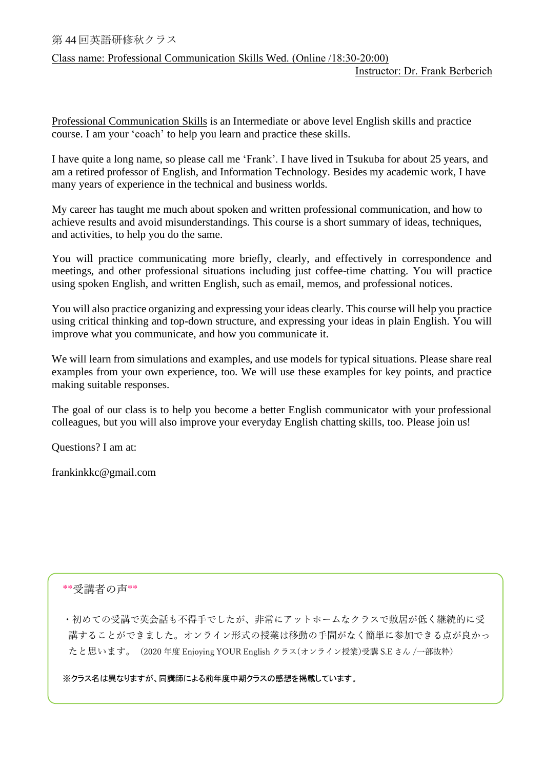第 44 回英語研修秋クラス

Class name: Professional Communication Skills Wed. (Online /18:30-20:00)

Instructor: Dr. Frank Berberich

Professional Communication Skills is an Intermediate or above level English skills and practice course. I am your 'coach' to help you learn and practice these skills.

I have quite a long name, so please call me 'Frank'. I have lived in Tsukuba for about 25 years, and am a retired professor of English, and Information Technology. Besides my academic work, I have many years of experience in the technical and business worlds.

My career has taught me much about spoken and written professional communication, and how to achieve results and avoid misunderstandings. This course is a short summary of ideas, techniques, and activities, to help you do the same.

You will practice communicating more briefly, clearly, and effectively in correspondence and meetings, and other professional situations including just coffee-time chatting. You will practice using spoken English, and written English, such as email, memos, and professional notices.

You will also practice organizing and expressing your ideas clearly. This course will help you practice using critical thinking and top-down structure, and expressing your ideas in plain English. You will improve what you communicate, and how you communicate it.

We will learn from simulations and examples, and use models for typical situations. Please share real examples from your own experience, too. We will use these examples for key points, and practice making suitable responses.

The goal of our class is to help you become a better English communicator with your professional colleagues, but you will also improve your everyday English chatting skills, too. Please join us!

Questions? I am at:

frankinkkc@gmail.com

**受講者の声**

・初めての受講で英会話も不得手でしたが、非常にアットホームなクラスで敷居が低く継続的に受講することができました。オンライン形式の授業は移動の手間がなく簡単に参加できる点が良かったと思います。（2020 年度 Enjoying YOUR English クラス(オンライン授業)受講 S.E さん /一部抜粋）

※クラス名は異なりますが、同講師による前年度中期クラスの感想を掲載しています。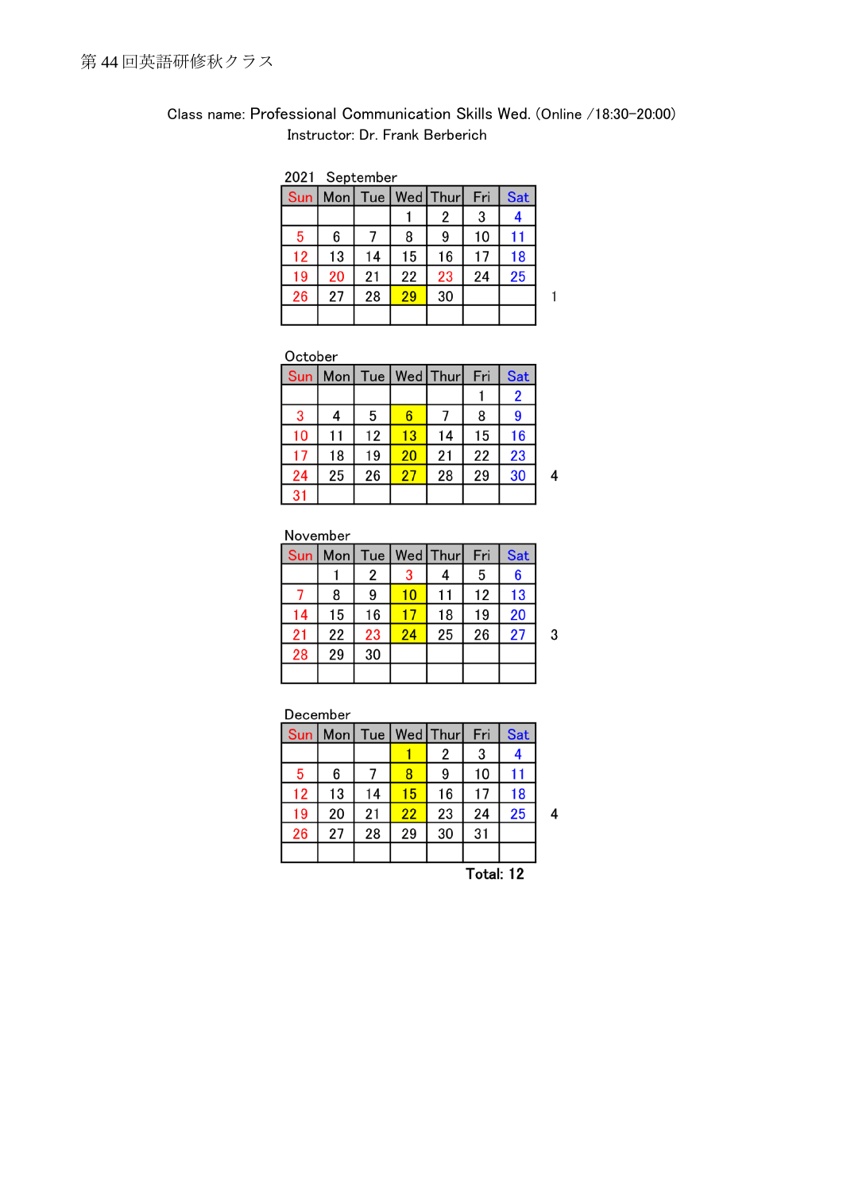第 44 回英語研修秋クラス

Class name: Professional Communication Skills Wed. (Online /18:30-20:00)
Instructor: Dr. Frank Berberich

2021 September

| Sun | Mon | Tue | Wed | Thur | Fri | Sat | |
|---|---|---|---|---|---|---|---|
| | | | 1 | 2 | 3 | 4 | |
| 5 | 6 | 7 | 8 | 9 | 10 | 11 | |
| 12 | 13 | 14 | 15 | 16 | 17 | 18 | |
| 19 | 20 | 21 | 22 | 23 | 24 | 25 | |
| 26 | 27 | 28 | 29 | 30 | | | 1 |
| | | | | | | | |

October

| Sun | Mon | Tue | Wed | Thur | Fri | Sat | |
|---|---|---|---|---|---|---|---|
| | | | | | 1 | 2 | |
| 3 | 4 | 5 | 6 | 7 | 8 | 9 | |
| 10 | 11 | 12 | 13 | 14 | 15 | 16 | |
| 17 | 18 | 19 | 20 | 21 | 22 | 23 | |
| 24 | 25 | 26 | 27 | 28 | 29 | 30 | 4 |
| 31 | | | | | | | |

November

| Sun | Mon | Tue | Wed | Thur | Fri | Sat | |
|---|---|---|---|---|---|---|---|
| | 1 | 2 | 3 | 4 | 5 | 6 | |
| 7 | 8 | 9 | 10 | 11 | 12 | 13 | |
| 14 | 15 | 16 | 17 | 18 | 19 | 20 | |
| 21 | 22 | 23 | 24 | 25 | 26 | 27 | 3 |
| 28 | 29 | 30 | | | | | |
| | | | | | | | |

December

| Sun | Mon | Tue | Wed | Thur | Fri | Sat | |
|---|---|---|---|---|---|---|---|
| | | | 1 | 2 | 3 | 4 | |
| 5 | 6 | 7 | 8 | 9 | 10 | 11 | |
| 12 | 13 | 14 | 15 | 16 | 17 | 18 | |
| 19 | 20 | 21 | 22 | 23 | 24 | 25 | 4 |
| 26 | 27 | 28 | 29 | 30 | 31 | | |
| | | | | | | | |

**Total: 12**